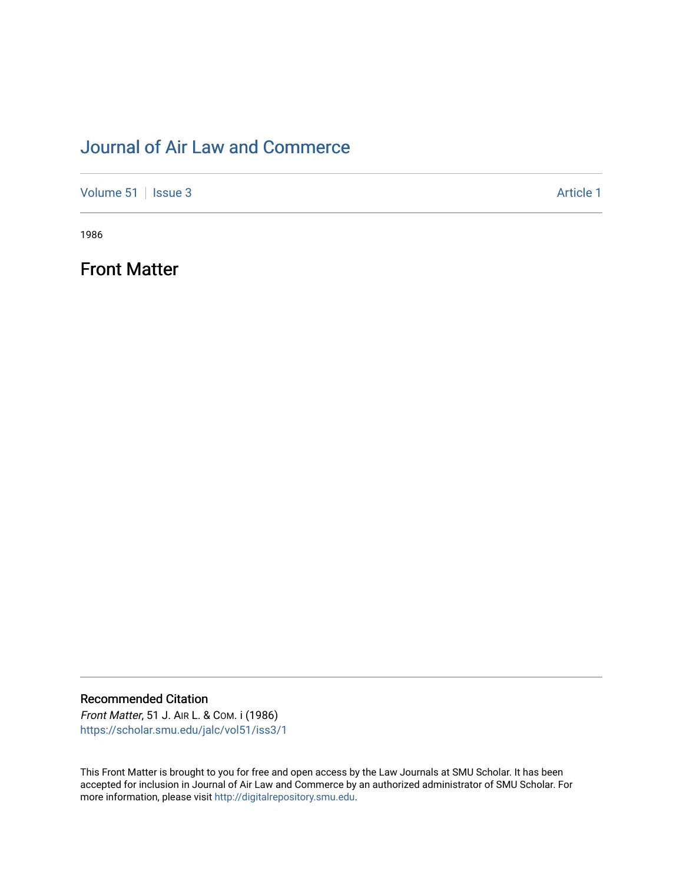# Journal of Air Law and Commerce

Volume 51 | Issue 3 | Article 1

1986

## Front Matter

### Recommended Citation

*Front Matter*, 51 J. AIR L. & COM. i (1986)
https://scholar.smu.edu/jalc/vol51/iss3/1

This Front Matter is brought to you for free and open access by the Law Journals at SMU Scholar. It has been accepted for inclusion in Journal of Air Law and Commerce by an authorized administrator of SMU Scholar. For more information, please visit http://digitalrepository.smu.edu.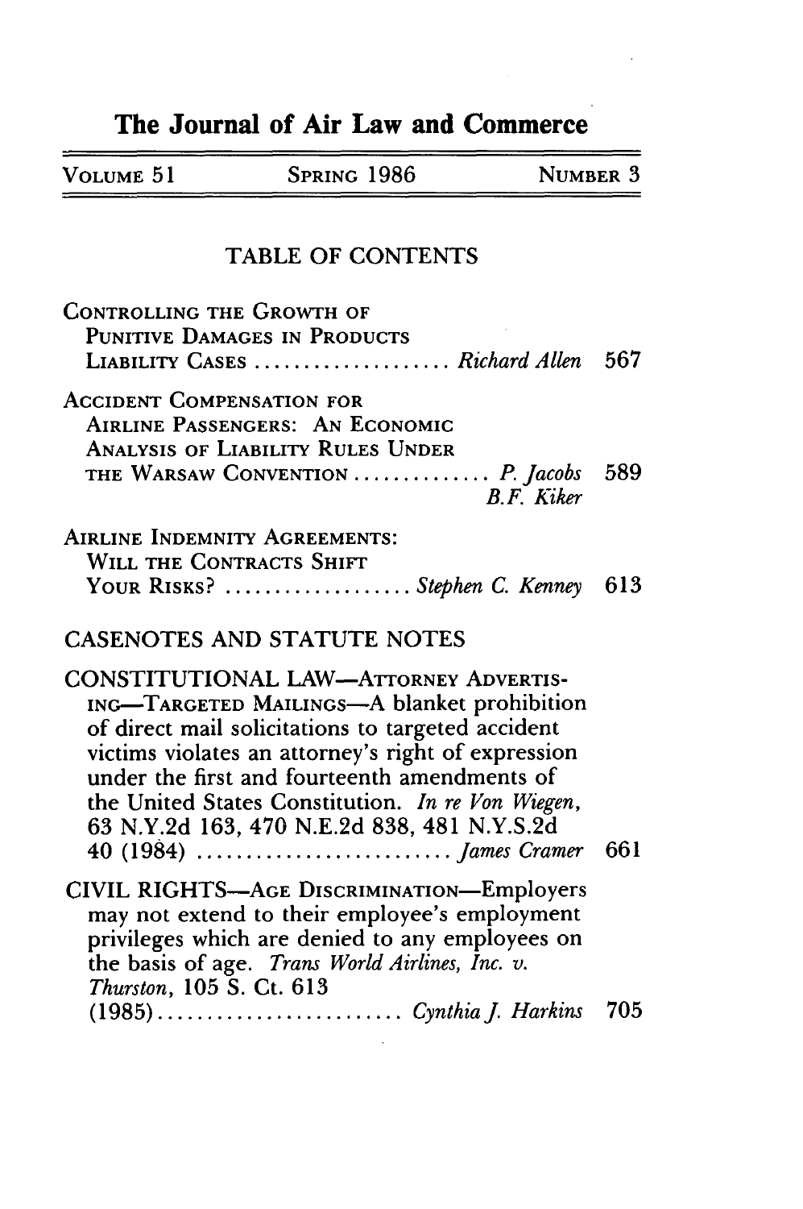# The Journal of Air Law and Commerce

| VOLUME 51 | SPRING 1986 | NUMBER 3 |
|---|---|---|

## TABLE OF CONTENTS

CONTROLLING THE GROWTH OF PUNITIVE DAMAGES IN PRODUCTS LIABILITY CASES .................... *Richard Allen* 567

ACCIDENT COMPENSATION FOR AIRLINE PASSENGERS: AN ECONOMIC ANALYSIS OF LIABILITY RULES UNDER THE WARSAW CONVENTION .............. *P. Jacobs* *B.F. Kiker* 589

AIRLINE INDEMNITY AGREEMENTS: WILL THE CONTRACTS SHIFT YOUR RISKS? ................... *Stephen C. Kenney* 613

### CASENOTES AND STATUTE NOTES

CONSTITUTIONAL LAW—ATTORNEY ADVERTISING—TARGETED MAILINGS—A blanket prohibition of direct mail solicitations to targeted accident victims violates an attorney's right of expression under the first and fourteenth amendments of the United States Constitution. *In re Von Wiegen*, 63 N.Y.2d 163, 470 N.E.2d 838, 481 N.Y.S.2d 40 (1984) .......................... *James Cramer* 661

CIVIL RIGHTS—AGE DISCRIMINATION—Employers may not extend to their employee's employment privileges which are denied to any employees on the basis of age. *Trans World Airlines, Inc. v. Thurston*, 105 S. Ct. 613 (1985)......................... *Cynthia J. Harkins* 705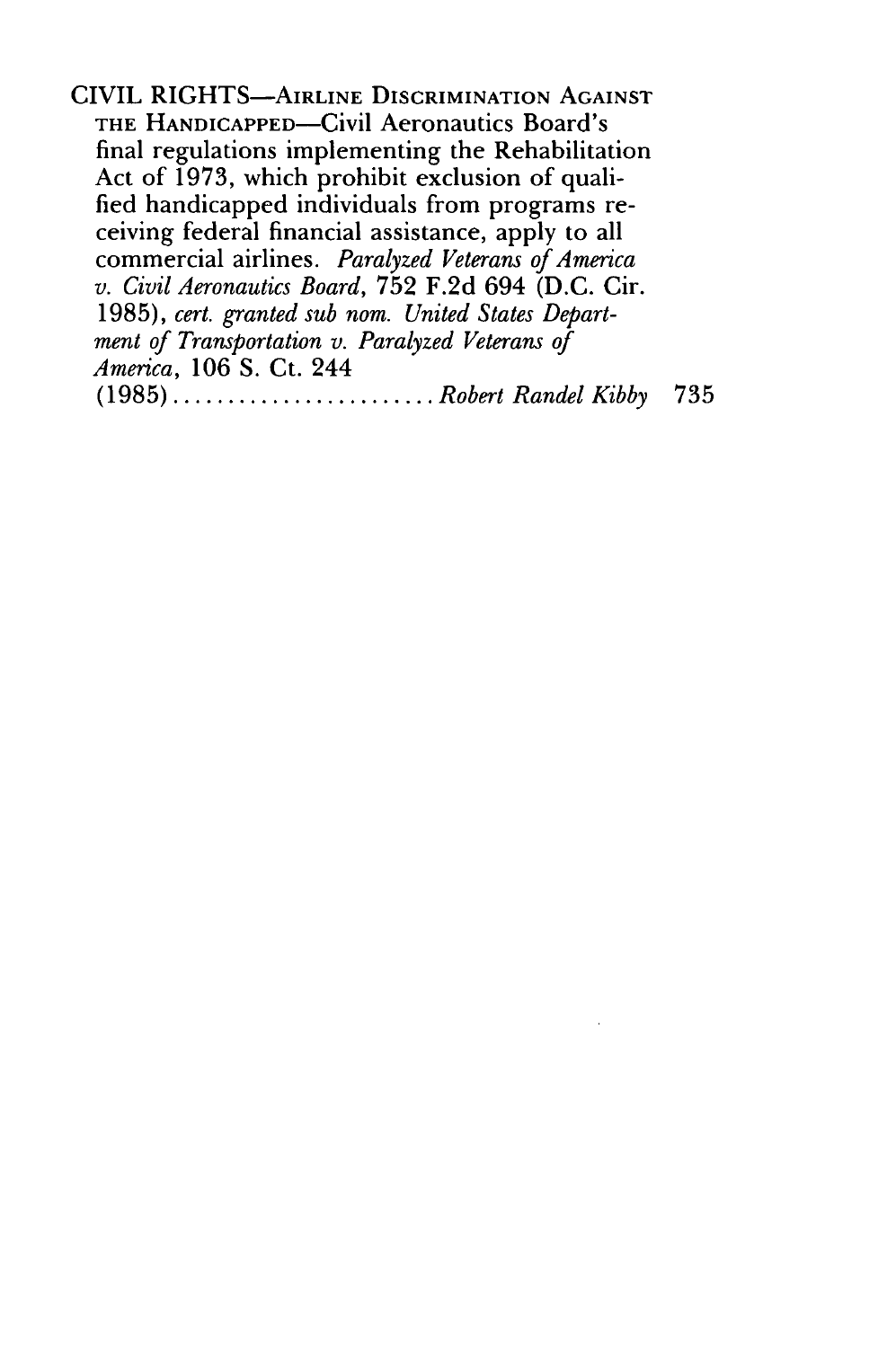CIVIL RIGHTS—AIRLINE DISCRIMINATION AGAINST THE HANDICAPPED—Civil Aeronautics Board's final regulations implementing the Rehabilitation Act of 1973, which prohibit exclusion of qualified handicapped individuals from programs receiving federal financial assistance, apply to all commercial airlines. *Paralyzed Veterans of America v. Civil Aeronautics Board*, 752 F.2d 694 (D.C. Cir. 1985), *cert. granted sub nom. United States Department of Transportation v. Paralyzed Veterans of America*, 106 S. Ct. 244 (1985)........................ *Robert Randel Kibby* 735